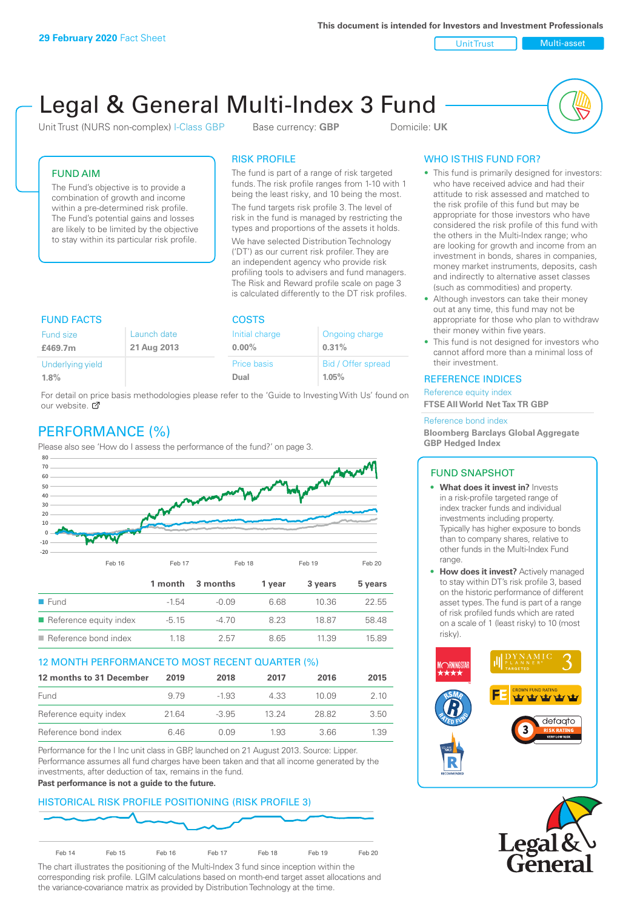29 February 2020 Fact Sheet

This document is intended for Investors and Investment Professionals

Unit Trust | Multi-asset

# Legal & General Multi-Index 3 Fund

Unit Trust (NURS non-complex) I-Class GBP | Base currency: **GBP** | Domicile: **UK**

## FUND AIM

The Fund's objective is to provide a combination of growth and income within a pre-determined risk profile. The Fund's potential gains and losses are likely to be limited by the objective to stay within its particular risk profile.

## RISK PROFILE

The fund is part of a range of risk targeted funds. The risk profile ranges from 1-10 with 1 being the least risky, and 10 being the most.

The fund targets risk profile 3. The level of risk in the fund is managed by restricting the types and proportions of the assets it holds.

We have selected Distribution Technology ('DT') as our current risk profiler. They are an independent agency who provide risk profiling tools to advisers and fund managers. The Risk and Reward profile scale on page 3 is calculated differently to the DT risk profiles.

## FUND FACTS

| Fund size | Launch date |
|---|---|
| **£469.7m** | **21 Aug 2013** |
| Underlying yield | |
| **1.8%** | |

## COSTS

| Initial charge | Ongoing charge |
|---|---|
| **0.00%** | **0.31%** |
| Price basis | Bid / Offer spread |
| **Dual** | **1.05%** |

For detail on price basis methodologies please refer to the 'Guide to Investing With Us' found on our website.

## WHO IS THIS FUND FOR?

- This fund is primarily designed for investors: who have received advice and had their attitude to risk assessed and matched to the risk profile of this fund but may be appropriate for those investors who have considered the risk profile of this fund with the others in the Multi-Index range; who are looking for growth and income from an investment in bonds, shares in companies, money market instruments, deposits, cash and indirectly to alternative asset classes (such as commodities) and property.
- Although investors can take their money out at any time, this fund may not be appropriate for those who plan to withdraw their money within five years.
- This fund is not designed for investors who cannot afford more than a minimal loss of their investment.

## REFERENCE INDICES

Reference equity index
**FTSE All World Net Tax TR GBP**

Reference bond index
**Bloomberg Barclays Global Aggregate GBP Hedged Index**

## PERFORMANCE (%)

Please also see 'How do I assess the performance of the fund?' on page 3.

| | 1 month | 3 months | 1 year | 3 years | 5 years |
|---|---|---|---|---|---|
| Fund | -1.54 | -0.09 | 6.68 | 10.36 | 22.55 |
| Reference equity index | -5.15 | -4.70 | 8.23 | 18.87 | 58.48 |
| Reference bond index | 1.18 | 2.57 | 8.65 | 11.39 | 15.89 |

## 12 MONTH PERFORMANCE TO MOST RECENT QUARTER (%)

| 12 months to 31 December | 2019 | 2018 | 2017 | 2016 | 2015 |
|---|---|---|---|---|---|
| Fund | 9.79 | -1.93 | 4.33 | 10.09 | 2.10 |
| Reference equity index | 21.64 | -3.95 | 13.24 | 28.82 | 3.50 |
| Reference bond index | 6.46 | 0.09 | 1.93 | 3.66 | 1.39 |

Performance for the I Inc unit class in GBP, launched on 21 August 2013. Source: Lipper. Performance assumes all fund charges have been taken and that all income generated by the investments, after deduction of tax, remains in the fund.

**Past performance is not a guide to the future.**

## HISTORICAL RISK PROFILE POSITIONING (RISK PROFILE 3)

The chart illustrates the positioning of the Multi-Index 3 fund since inception within the corresponding risk profile. LGIM calculations based on month-end target asset allocations and the variance-covariance matrix as provided by Distribution Technology at the time.

## FUND SNAPSHOT

- **What does it invest in?** Invests in a risk-profile targeted range of index tracker funds and individual investments including property. Typically has higher exposure to bonds than to company shares, relative to other funds in the Multi-Index Fund range.
- **How does it invest?** Actively managed to stay within DT's risk profile 3, based on the historic performance of different asset types. The fund is part of a range of risk profiled funds which are rated on a scale of 1 (least risky) to 10 (most risky).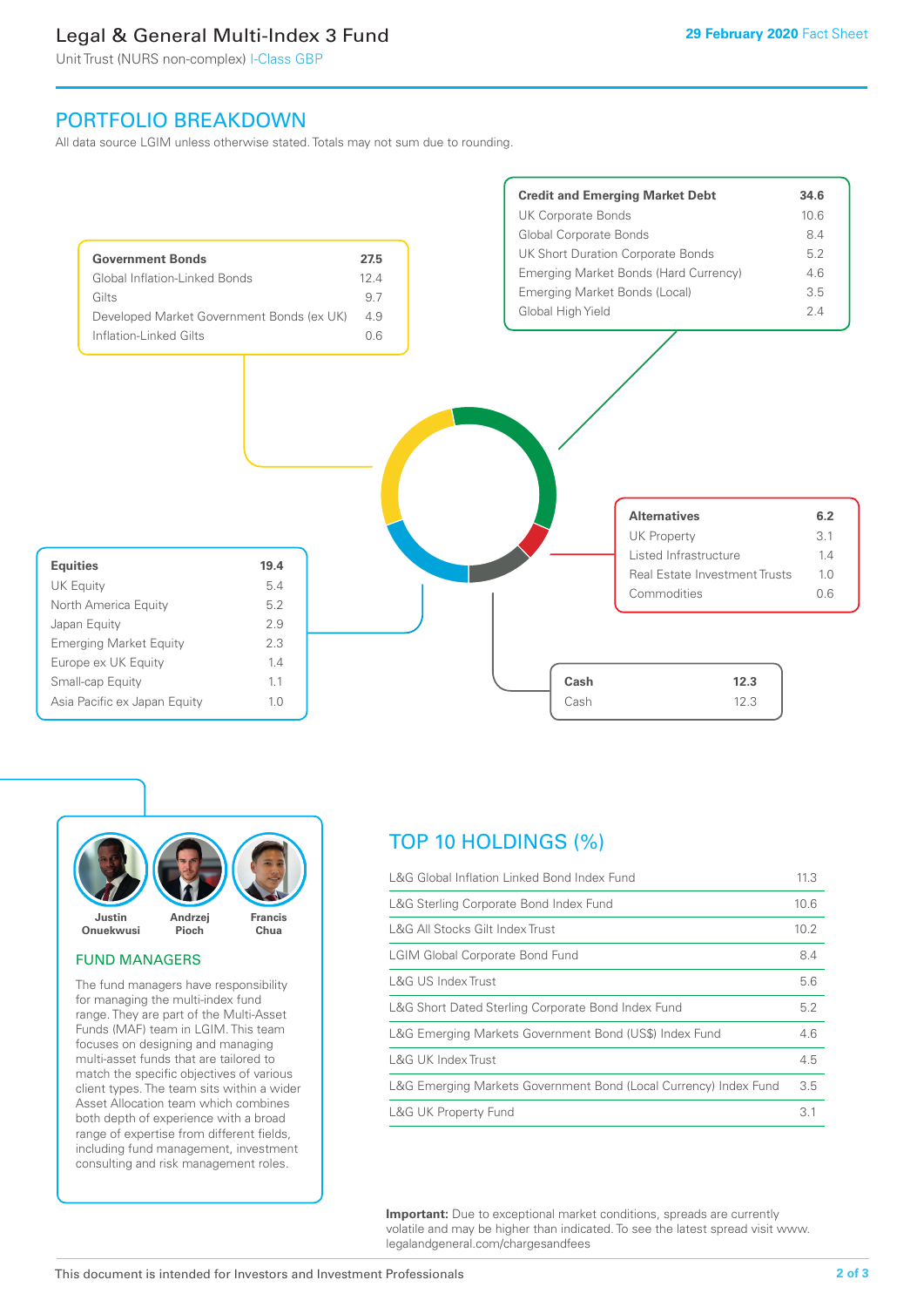# Legal & General Multi-Index 3 Fund

Unit Trust (NURS non-complex) I-Class GBP

29 February 2020 Fact Sheet

## PORTFOLIO BREAKDOWN

All data source LGIM unless otherwise stated. Totals may not sum due to rounding.

| Government Bonds | 27.5 |
|---|---|
| Global Inflation-Linked Bonds | 12.4 |
| Gilts | 9.7 |
| Developed Market Government Bonds (ex UK) | 4.9 |
| Inflation-Linked Gilts | 0.6 |

| Credit and Emerging Market Debt | 34.6 |
|---|---|
| UK Corporate Bonds | 10.6 |
| Global Corporate Bonds | 8.4 |
| UK Short Duration Corporate Bonds | 5.2 |
| Emerging Market Bonds (Hard Currency) | 4.6 |
| Emerging Market Bonds (Local) | 3.5 |
| Global High Yield | 2.4 |

| Alternatives | 6.2 |
|---|---|
| UK Property | 3.1 |
| Listed Infrastructure | 1.4 |
| Real Estate Investment Trusts | 1.0 |
| Commodities | 0.6 |

| Equities | 19.4 |
|---|---|
| UK Equity | 5.4 |
| North America Equity | 5.2 |
| Japan Equity | 2.9 |
| Emerging Market Equity | 2.3 |
| Europe ex UK Equity | 1.4 |
| Small-cap Equity | 1.1 |
| Asia Pacific ex Japan Equity | 1.0 |

| Cash | 12.3 |
|---|---|
| Cash | 12.3 |

Justin Onuekwusi, Andrzej Pioch, Francis Chua

### FUND MANAGERS

The fund managers have responsibility for managing the multi-index fund range. They are part of the Multi-Asset Funds (MAF) team in LGIM. This team focuses on designing and managing multi-asset funds that are tailored to match the specific objectives of various client types. The team sits within a wider Asset Allocation team which combines both depth of experience with a broad range of expertise from different fields, including fund management, investment consulting and risk management roles.

## TOP 10 HOLDINGS (%)

| Holding | % |
|---|---|
| L&G Global Inflation Linked Bond Index Fund | 11.3 |
| L&G Sterling Corporate Bond Index Fund | 10.6 |
| L&G All Stocks Gilt Index Trust | 10.2 |
| LGIM Global Corporate Bond Fund | 8.4 |
| L&G US Index Trust | 5.6 |
| L&G Short Dated Sterling Corporate Bond Index Fund | 5.2 |
| L&G Emerging Markets Government Bond (US$) Index Fund | 4.6 |
| L&G UK Index Trust | 4.5 |
| L&G Emerging Markets Government Bond (Local Currency) Index Fund | 3.5 |
| L&G UK Property Fund | 3.1 |

**Important:** Due to exceptional market conditions, spreads are currently volatile and may be higher than indicated. To see the latest spread visit www.legalandgeneral.com/chargesandfees

This document is intended for Investors and Investment Professionals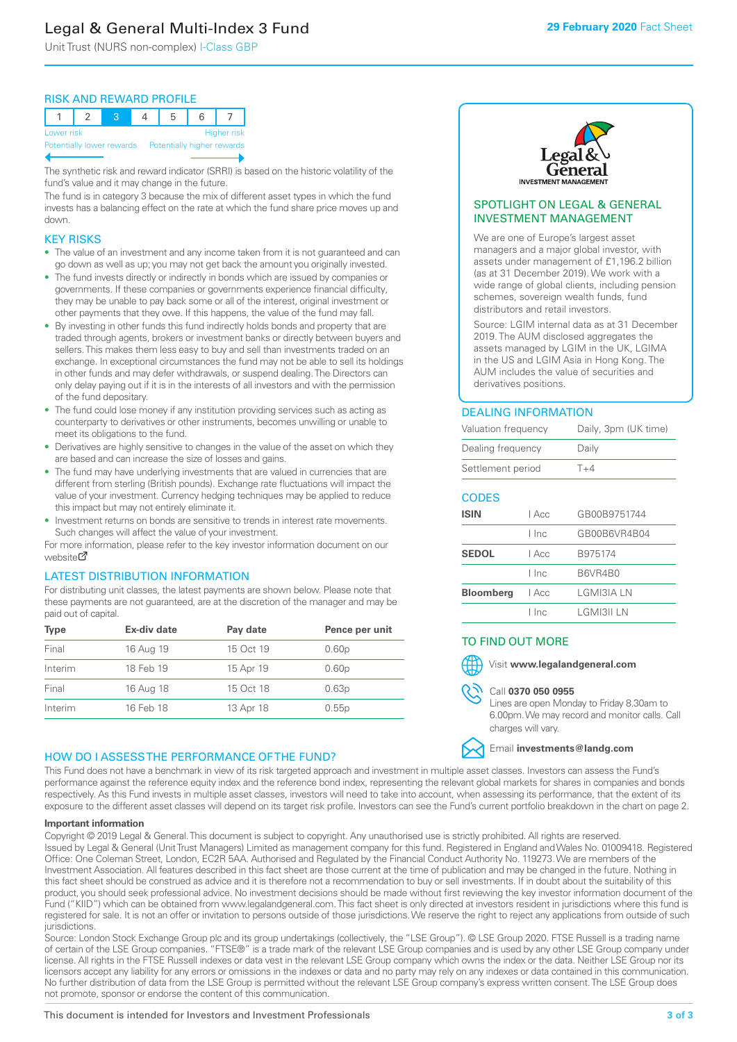# Legal & General Multi-Index 3 Fund

Unit Trust (NURS non-complex) I-Class GBP

29 February 2020 Fact Sheet

## RISK AND REWARD PROFILE

| 1 | 2 | 3 | 4 | 5 | 6 | 7 |
|---|---|---|---|---|---|---|

Lower risk — Higher risk

Potentially lower rewards — Potentially higher rewards

The synthetic risk and reward indicator (SRRI) is based on the historic volatility of the fund's value and it may change in the future.

The fund is in category 3 because the mix of different asset types in which the fund invests has a balancing effect on the rate at which the fund share price moves up and down.

## KEY RISKS

- The value of an investment and any income taken from it is not guaranteed and can go down as well as up; you may not get back the amount you originally invested.
- The fund invests directly or indirectly in bonds which are issued by companies or governments. If these companies or governments experience financial difficulty, they may be unable to pay back some or all of the interest, original investment or other payments that they owe. If this happens, the value of the fund may fall.
- By investing in other funds this fund indirectly holds bonds and property that are traded through agents, brokers or investment banks or directly between buyers and sellers. This makes them less easy to buy and sell than investments traded on an exchange. In exceptional circumstances the fund may not be able to sell its holdings in other funds and may defer withdrawals, or suspend dealing. The Directors can only delay paying out if it is in the interests of all investors and with the permission of the fund depositary.
- The fund could lose money if any institution providing services such as acting as counterparty to derivatives or other instruments, becomes unwilling or unable to meet its obligations to the fund.
- Derivatives are highly sensitive to changes in the value of the asset on which they are based and can increase the size of losses and gains.
- The fund may have underlying investments that are valued in currencies that are different from sterling (British pounds). Exchange rate fluctuations will impact the value of your investment. Currency hedging techniques may be applied to reduce this impact but may not entirely eliminate it.
- Investment returns on bonds are sensitive to trends in interest rate movements. Such changes will affect the value of your investment.

For more information, please refer to the key investor information document on our website

## LATEST DISTRIBUTION INFORMATION

For distributing unit classes, the latest payments are shown below. Please note that these payments are not guaranteed, are at the discretion of the manager and may be paid out of capital.

| Type | Ex-div date | Pay date | Pence per unit |
|---|---|---|---|
| Final | 16 Aug 19 | 15 Oct 19 | 0.60p |
| Interim | 18 Feb 19 | 15 Apr 19 | 0.60p |
| Final | 16 Aug 18 | 15 Oct 18 | 0.63p |
| Interim | 16 Feb 18 | 13 Apr 18 | 0.55p |

## SPOTLIGHT ON LEGAL & GENERAL INVESTMENT MANAGEMENT

We are one of Europe's largest asset managers and a major global investor, with assets under management of £1,196.2 billion (as at 31 December 2019). We work with a wide range of global clients, including pension schemes, sovereign wealth funds, fund distributors and retail investors.

Source: LGIM internal data as at 31 December 2019. The AUM disclosed aggregates the assets managed by LGIM in the UK, LGIMA in the US and LGIM Asia in Hong Kong. The AUM includes the value of securities and derivatives positions.

## DEALING INFORMATION

| | |
|---|---|
| Valuation frequency | Daily, 3pm (UK time) |
| Dealing frequency | Daily |
| Settlement period | T+4 |

## CODES

| | | |
|---|---|---|
| **ISIN** | I Acc | GB00B9751744 |
| | I Inc | GB00B6VR4B04 |
| **SEDOL** | I Acc | B975174 |
| | I Inc | B6VR4B0 |
| **Bloomberg** | I Acc | LGMI3IA LN |
| | I Inc | LGMI3II LN |

## TO FIND OUT MORE

Visit **www.legalandgeneral.com**

Call **0370 050 0955**
Lines are open Monday to Friday 8.30am to 6.00pm. We may record and monitor calls. Call charges will vary.

Email **investments@landg.com**

## HOW DO I ASSESS THE PERFORMANCE OF THE FUND?

This Fund does not have a benchmark in view of its risk targeted approach and investment in multiple asset classes. Investors can assess the Fund's performance against the reference equity index and the reference bond index, representing the relevant global markets for shares in companies and bonds respectively. As this Fund invests in multiple asset classes, investors will need to take into account, when assessing its performance, that the extent of its exposure to the different asset classes will depend on its target risk profile. Investors can see the Fund's current portfolio breakdown in the chart on page 2.

### Important information

Copyright © 2019 Legal & General. This document is subject to copyright. Any unauthorised use is strictly prohibited. All rights are reserved.

Issued by Legal & General (Unit Trust Managers) Limited as management company for this fund. Registered in England and Wales No. 01009418. Registered Office: One Coleman Street, London, EC2R 5AA. Authorised and Regulated by the Financial Conduct Authority No. 119273. We are members of the Investment Association. All features described in this fact sheet are those current at the time of publication and may be changed in the future. Nothing in this fact sheet should be construed as advice and it is therefore not a recommendation to buy or sell investments. If in doubt about the suitability of this product, you should seek professional advice. No investment decisions should be made without first reviewing the key investor information document of the Fund ("KIID") which can be obtained from www.legalandgeneral.com. This fact sheet is only directed at investors resident in jurisdictions where this fund is registered for sale. It is not an offer or invitation to persons outside of those jurisdictions. We reserve the right to reject any applications from outside of such jurisdictions.

Source: London Stock Exchange Group plc and its group undertakings (collectively, the "LSE Group"). © LSE Group 2020. FTSE Russell is a trading name of certain of the LSE Group companies. "FTSE®" is a trade mark of the relevant LSE Group companies and is used by any other LSE Group company under license. All rights in the FTSE Russell indexes or data vest in the relevant LSE Group company which owns the index or the data. Neither LSE Group nor its licensors accept any liability for any errors or omissions in the indexes or data and no party may rely on any indexes or data contained in this communication. No further distribution of data from the LSE Group is permitted without the relevant LSE Group company's express written consent. The LSE Group does not promote, sponsor or endorse the content of this communication.

This document is intended for Investors and Investment Professionals